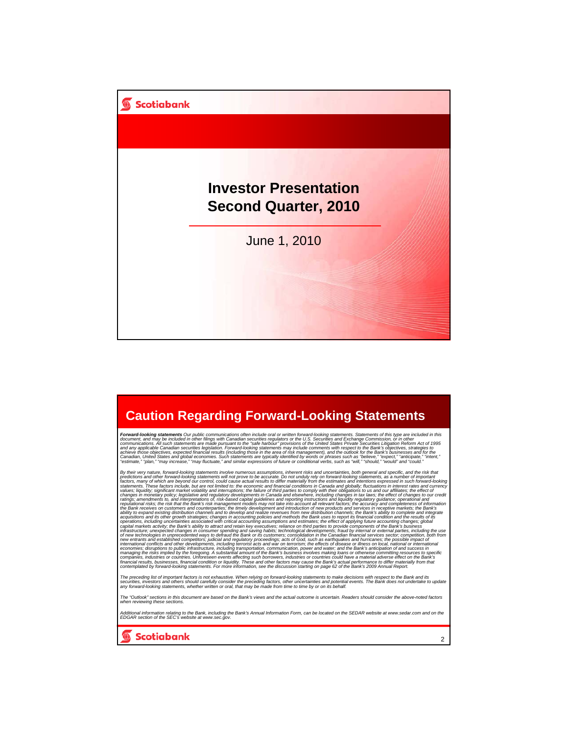Scotiabank

# Investor Presentation
# Second Quarter, 2010

June 1, 2010

## Caution Regarding Forward-Looking Statements

***Forward-looking statements*** *Our public communications often include oral or written forward-looking statements. Statements of this type are included in this document, and may be included in other filings with Canadian securities regulators or the U.S. Securities and Exchange Commission, or in other communications. All such statements are made pursuant to the "safe harbour" provisions of the United States Private Securities Litigation Reform Act of 1995 and any applicable Canadian securities legislation. Forward-looking statements may include comments with respect to the Bank's objectives, strategies to achieve those objectives, expected financial results (including those in the area of risk management), and the outlook for the Bank's businesses and for the Canadian, United States and global economies. Such statements are typically identified by words or phrases such as "believe," "expect," "anticipate," "intent," "estimate," "plan," "may increase," "may fluctuate," and similar expressions of future or conditional verbs, such as "will," "should," "would" and "could."*

*By their very nature, forward-looking statements involve numerous assumptions, inherent risks and uncertainties, both general and specific, and the risk that predictions and other forward-looking statements will not prove to be accurate. Do not unduly rely on forward-looking statements, as a number of important factors, many of which are beyond our control, could cause actual results to differ materially from the estimates and intentions expressed in such forward-looking statements. These factors include, but are not limited to: the economic and financial conditions in Canada and globally; fluctuations in interest rates and currency values; liquidity; significant market volatility and interruptions; the failure of third parties to comply with their obligations to us and our affiliates; the effect of changes in monetary policy; legislative and regulatory developments in Canada and elsewhere, including changes in tax laws; the effect of changes to our credit ratings; amendments to, and interpretations of, risk-based capital guidelines and reporting instructions and liquidity regulatory guidance; operational and reputational risks; the risk that the Bank's risk management models may not take into account all relevant factors; the accuracy and completeness of information the Bank receives on customers and counterparties; the timely development and introduction of new products and services in receptive markets; the Bank's ability to expand existing distribution channels and to develop and realize revenues from new distribution channels; the Bank's ability to complete and integrate acquisitions and its other growth strategies; changes in accounting policies and methods the Bank uses to report its financial condition and the results of its operations, including uncertainties associated with critical accounting assumptions and estimates; the effect of applying future accounting changes; global capital markets activity; the Bank's ability to attract and retain key executives; reliance on third parties to provide components of the Bank's business infrastructure; unexpected changes in consumer spending and saving habits; technological developments; fraud by internal or external parties, including the use of new technologies in unprecedented ways to defraud the Bank or its customers; consolidation in the Canadian financial services sector; competition, both from new entrants and established competitors; judicial and regulatory proceedings; acts of God, such as earthquakes and hurricanes; the possible impact of international conflicts and other developments, including terrorist acts and war on terrorism; the effects of disease or illness on local, national or international economies; disruptions to public infrastructure, including transportation, communication, power and water; and the Bank's anticipation of and success in managing the risks implied by the foregoing. A substantial amount of the Bank's business involves making loans or otherwise committing resources to specific companies, industries or countries. Unforeseen events affecting such borrowers, industries or countries could have a material adverse effect on the Bank's financial results, businesses, financial condition or liquidity. These and other factors may cause the Bank's actual performance to differ materially from that contemplated by forward-looking statements. For more information, see the discussion starting on page 62 of the Bank's 2009 Annual Report.*

*The preceding list of important factors is not exhaustive. When relying on forward-looking statements to make decisions with respect to the Bank and its securities, investors and others should carefully consider the preceding factors, other uncertainties and potential events. The Bank does not undertake to update any forward-looking statements, whether written or oral, that may be made from time to time by or on its behalf.*

*The "Outlook" sections in this document are based on the Bank's views and the actual outcome is uncertain. Readers should consider the above-noted factors when reviewing these sections.*

*Additional information relating to the Bank, including the Bank's Annual Information Form, can be located on the SEDAR website at www.sedar.com and on the EDGAR section of the SEC's website at www.sec.gov.*

Scotiabank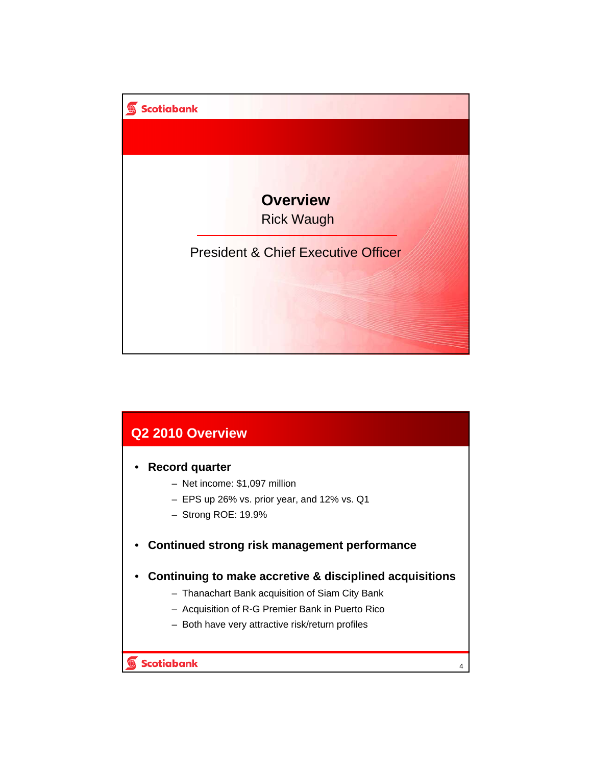# Overview

Rick Waugh

President & Chief Executive Officer

## Q2 2010 Overview

- **Record quarter**
  - Net income: $1,097 million
  - EPS up 26% vs. prior year, and 12% vs. Q1
  - Strong ROE: 19.9%
- **Continued strong risk management performance**
- **Continuing to make accretive & disciplined acquisitions**
  - Thanachart Bank acquisition of Siam City Bank
  - Acquisition of R-G Premier Bank in Puerto Rico
  - Both have very attractive risk/return profiles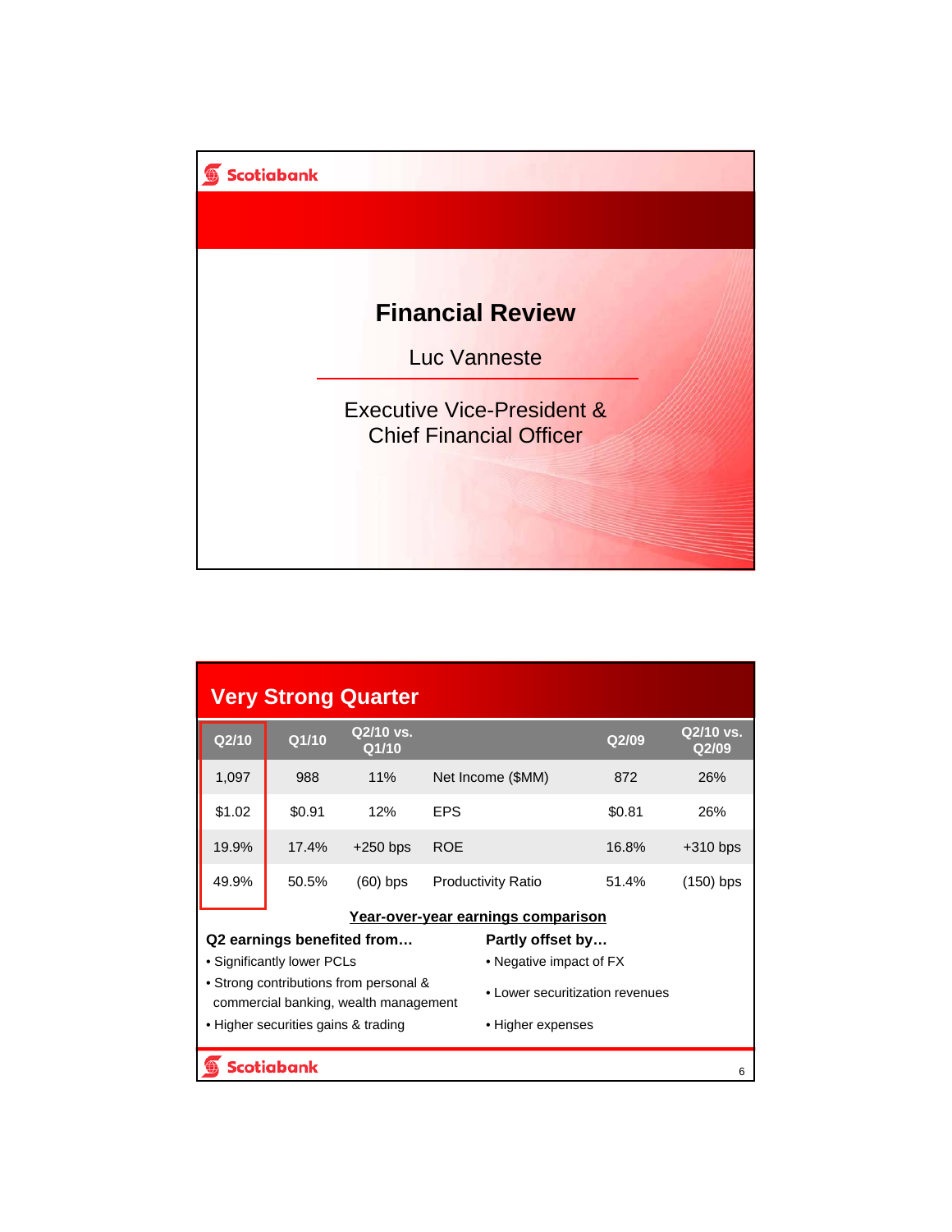# Financial Review

Luc Vanneste

Executive Vice-President & Chief Financial Officer

## Very Strong Quarter

| Q2/10 | Q1/10 | Q2/10 vs. Q1/10 | | Q2/09 | Q2/10 vs. Q2/09 |
|---|---|---|---|---|---|
| 1,097 | 988 | 11% | Net Income ($MM) | 872 | 26% |
| $1.02 | $0.91 | 12% | EPS | $0.81 | 26% |
| 19.9% | 17.4% | +250 bps | ROE | 16.8% | +310 bps |
| 49.9% | 50.5% | (60) bps | Productivity Ratio | 51.4% | (150) bps |

**Year-over-year earnings comparison**

**Q2 earnings benefited from…**

- Significantly lower PCLs
- Strong contributions from personal & commercial banking, wealth management
- Higher securities gains & trading

**Partly offset by…**

- Negative impact of FX
- Lower securitization revenues
- Higher expenses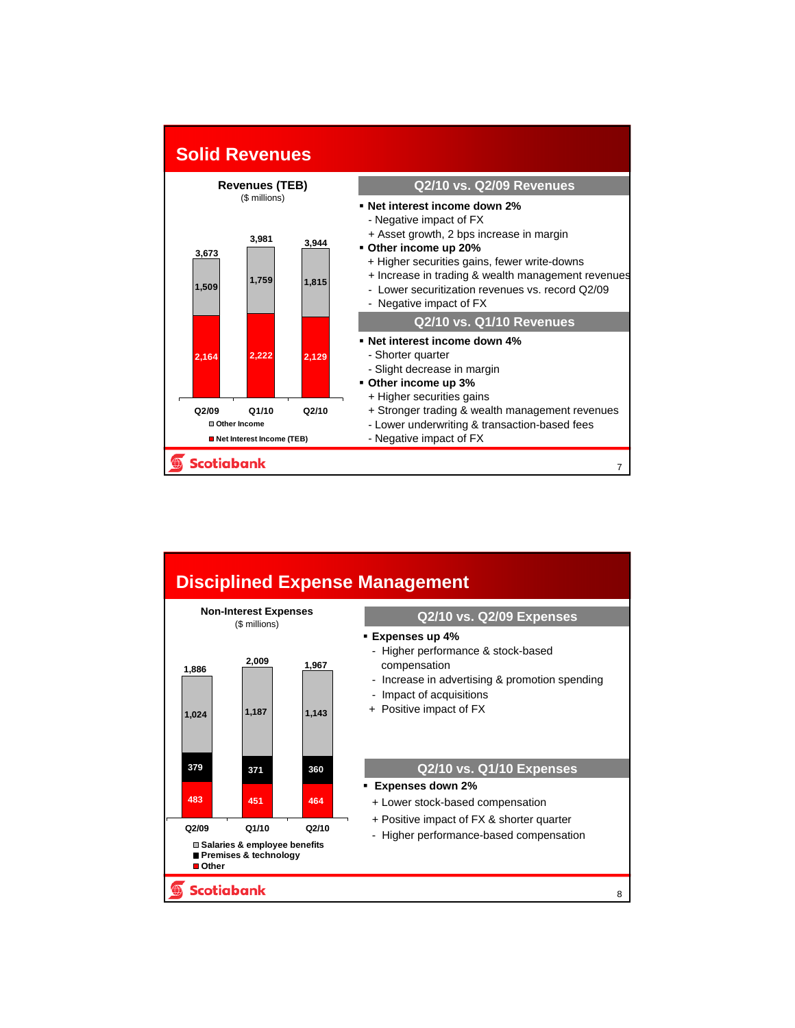## Solid Revenues

**Revenues (TEB)**
($ millions)

| | Q2/09 | Q1/10 | Q2/10 |
|---|---|---|---|
| Other Income | 1,509 | 1,759 | 1,815 |
| Net Interest Income (TEB) | 2,164 | 2,222 | 2,129 |
| Total | 3,673 | 3,981 | 3,944 |

### Q2/10 vs. Q2/09 Revenues

- **Net interest income down 2%**
  - Negative impact of FX
  - \+ Asset growth, 2 bps increase in margin
- **Other income up 20%**
  - \+ Higher securities gains, fewer write-downs
  - \+ Increase in trading & wealth management revenues
  - Lower securitization revenues vs. record Q2/09
  - Negative impact of FX

### Q2/10 vs. Q1/10 Revenues

- **Net interest income down 4%**
  - Shorter quarter
  - Slight decrease in margin
- **Other income up 3%**
  - \+ Higher securities gains
  - \+ Stronger trading & wealth management revenues
  - Lower underwriting & transaction-based fees
  - Negative impact of FX

## Disciplined Expense Management

**Non-Interest Expenses**
($ millions)

| | Q2/09 | Q1/10 | Q2/10 |
|---|---|---|---|
| Salaries & employee benefits | 1,024 | 1,187 | 1,143 |
| Premises & technology | 379 | 371 | 360 |
| Other | 483 | 451 | 464 |
| Total | 1,886 | 2,009 | 1,967 |

### Q2/10 vs. Q2/09 Expenses

- **Expenses up 4%**
  - Higher performance & stock-based compensation
  - Increase in advertising & promotion spending
  - Impact of acquisitions
  - \+ Positive impact of FX

### Q2/10 vs. Q1/10 Expenses

- **Expenses down 2%**
  - \+ Lower stock-based compensation
  - \+ Positive impact of FX & shorter quarter
  - Higher performance-based compensation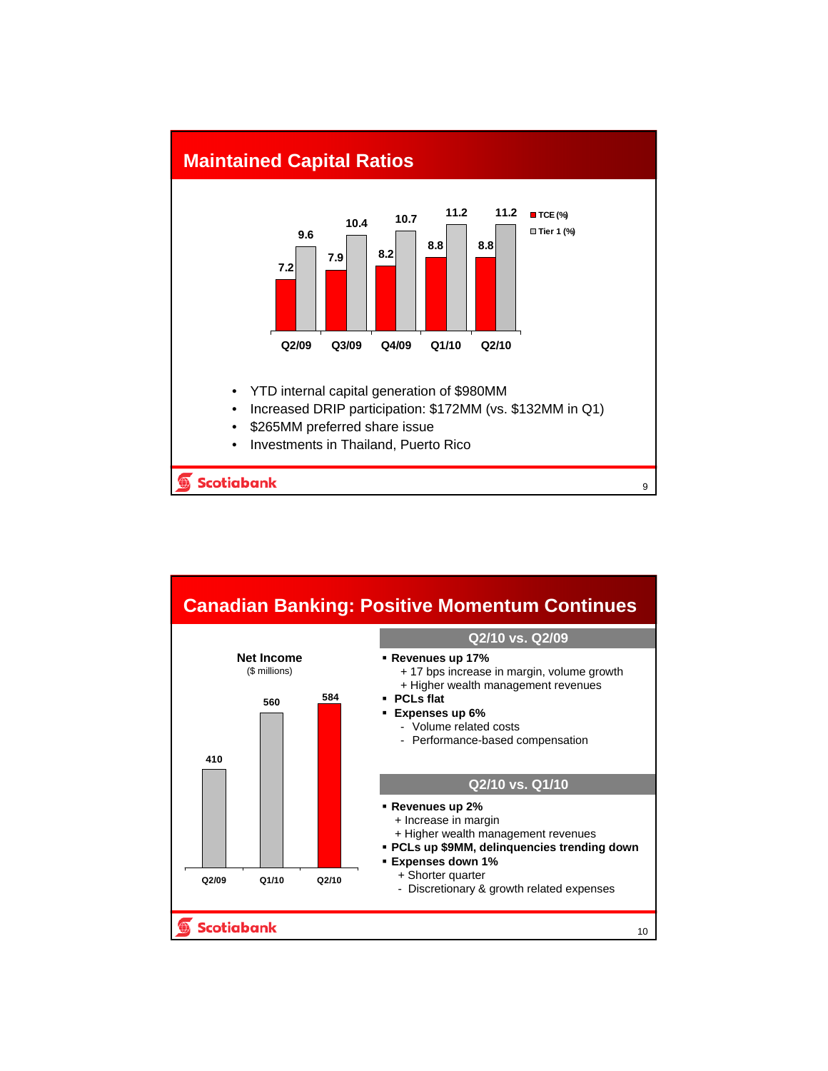## Maintained Capital Ratios

| | Q2/09 | Q3/09 | Q4/09 | Q1/10 | Q2/10 |
|---|---|---|---|---|---|
| TCE (%) | 7.2 | 7.9 | 8.2 | 8.8 | 8.8 |
| Tier 1 (%) | 9.6 | 10.4 | 10.7 | 11.2 | 11.2 |

- YTD internal capital generation of $980MM
- Increased DRIP participation: $172MM (vs. $132MM in Q1)
- $265MM preferred share issue
- Investments in Thailand, Puerto Rico

## Canadian Banking: Positive Momentum Continues

**Net Income**
($ millions)

| Q2/09 | Q1/10 | Q2/10 |
|---|---|---|
| 410 | 560 | 584 |

### Q2/10 vs. Q2/09

- **Revenues up 17%**
  - + 17 bps increase in margin, volume growth
  - + Higher wealth management revenues
- **PCLs flat**
- **Expenses up 6%**
  - - Volume related costs
  - - Performance-based compensation

### Q2/10 vs. Q1/10

- **Revenues up 2%**
  - + Increase in margin
  - + Higher wealth management revenues
- **PCLs up $9MM, delinquencies trending down**
- **Expenses down 1%**
  - + Shorter quarter
  - - Discretionary & growth related expenses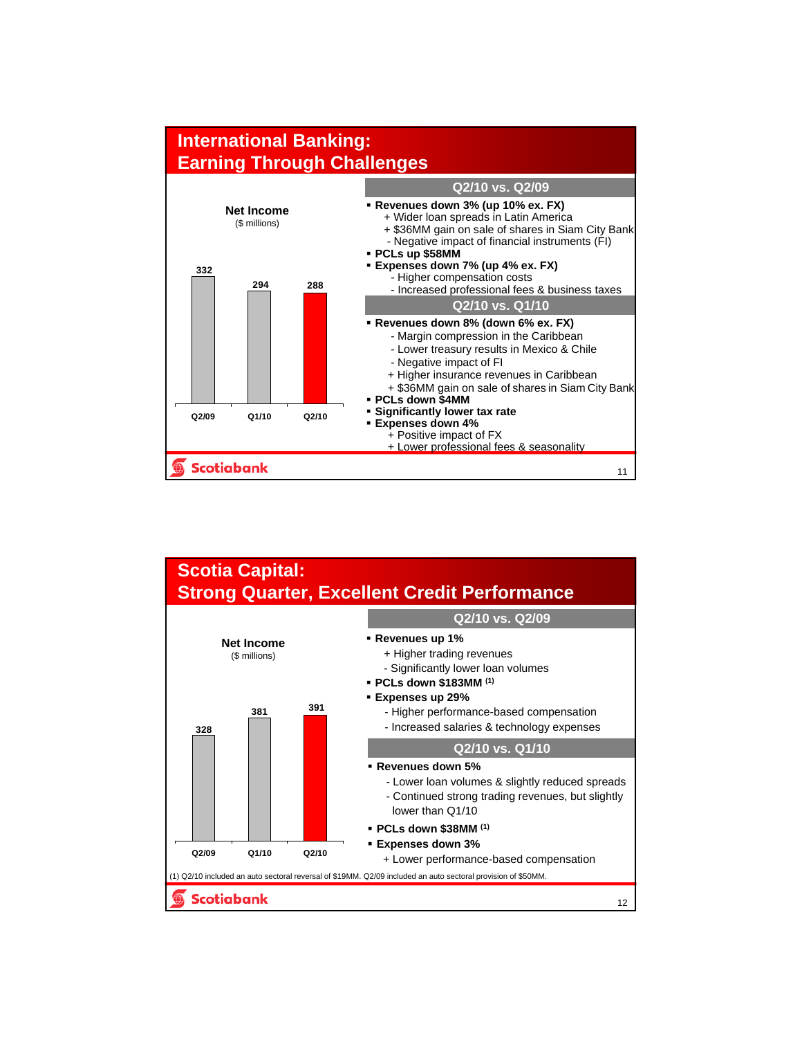## International Banking: Earning Through Challenges

**Net Income**
($ millions)

| Q2/09 | Q1/10 | Q2/10 |
|---|---|---|
| 332 | 294 | 288 |

### Q2/10 vs. Q2/09

- **Revenues down 3% (up 10% ex. FX)**
  - \+ Wider loan spreads in Latin America
  - \+ $36MM gain on sale of shares in Siam City Bank
  - \- Negative impact of financial instruments (FI)
- **PCLs up $58MM**
- **Expenses down 7% (up 4% ex. FX)**
  - \- Higher compensation costs
  - \- Increased professional fees & business taxes

### Q2/10 vs. Q1/10

- **Revenues down 8% (down 6% ex. FX)**
  - \- Margin compression in the Caribbean
  - \- Lower treasury results in Mexico & Chile
  - \- Negative impact of FI
  - \+ Higher insurance revenues in Caribbean
  - \+ $36MM gain on sale of shares in Siam City Bank
- **PCLs down $4MM**
- **Significantly lower tax rate**
- **Expenses down 4%**
  - \+ Positive impact of FX
  - \+ Lower professional fees & seasonality

## Scotia Capital: Strong Quarter, Excellent Credit Performance

**Net Income**
($ millions)

| Q2/09 | Q1/10 | Q2/10 |
|---|---|---|
| 328 | 381 | 391 |

### Q2/10 vs. Q2/09

- **Revenues up 1%**
  - \+ Higher trading revenues
  - \- Significantly lower loan volumes
- **PCLs down $183MM** [(1)]
- **Expenses up 29%**
  - \- Higher performance-based compensation
  - \- Increased salaries & technology expenses

### Q2/10 vs. Q1/10

- **Revenues down 5%**
  - \- Lower loan volumes & slightly reduced spreads
  - \- Continued strong trading revenues, but slightly lower than Q1/10
- **PCLs down $38MM** [(1)]
- **Expenses down 3%**
  - \+ Lower performance-based compensation

(1) Q2/10 included an auto sectoral reversal of $19MM. Q2/09 included an auto sectoral provision of $50MM.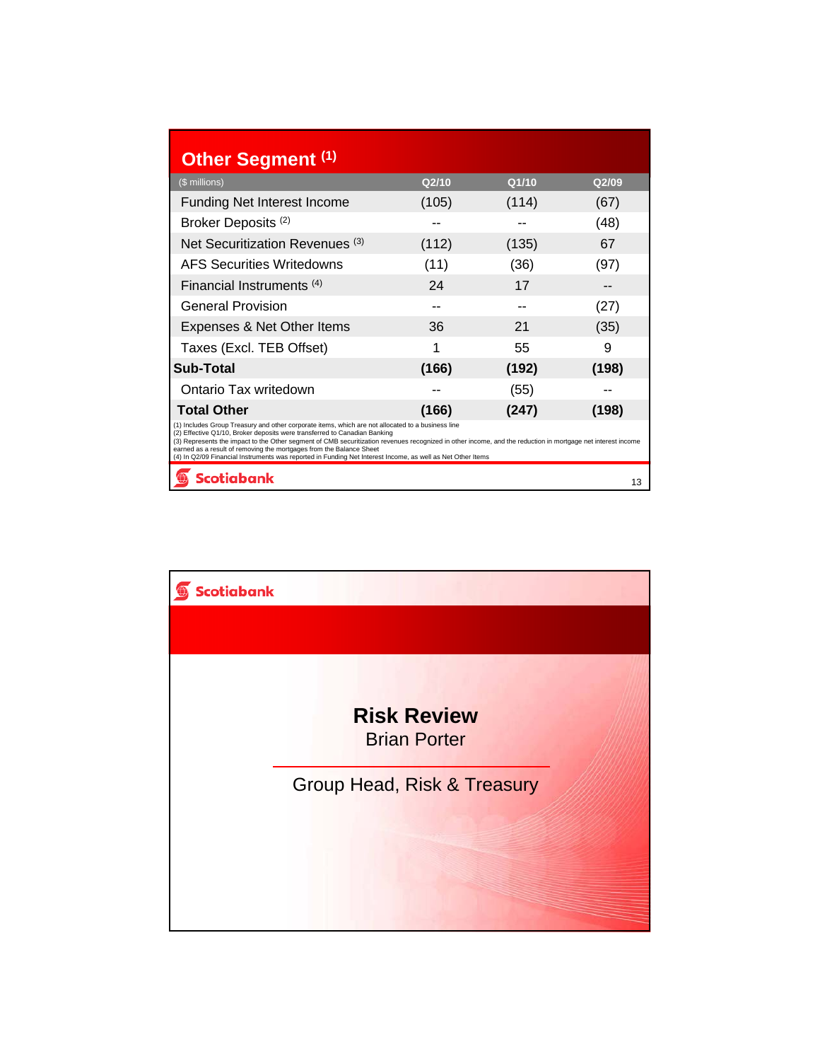## Other Segment [1]

| ($ millions) | Q2/10 | Q1/10 | Q2/09 |
|---|---|---|---|
| Funding Net Interest Income | (105) | (114) | (67) |
| Broker Deposits [2] | -- | -- | (48) |
| Net Securitization Revenues [3] | (112) | (135) | 67 |
| AFS Securities Writedowns | (11) | (36) | (97) |
| Financial Instruments [4] | 24 | 17 | -- |
| General Provision | -- | -- | (27) |
| Expenses & Net Other Items | 36 | 21 | (35) |
| Taxes (Excl. TEB Offset) | 1 | 55 | 9 |
| **Sub-Total** | **(166)** | **(192)** | **(198)** |
| Ontario Tax writedown | -- | (55) | -- |
| **Total Other** | **(166)** | **(247)** | **(198)** |

(1) Includes Group Treasury and other corporate items, which are not allocated to a business line
(2) Effective Q1/10, Broker deposits were transferred to Canadian Banking
(3) Represents the impact to the Other segment of CMB securitization revenues recognized in other income, and the reduction in mortgage net interest income earned as a result of removing the mortgages from the Balance Sheet
(4) In Q2/09 Financial Instruments was reported in Funding Net Interest Income, as well as Net Other Items

Scotiabank

Scotiabank

# Risk Review

Brian Porter

Group Head, Risk & Treasury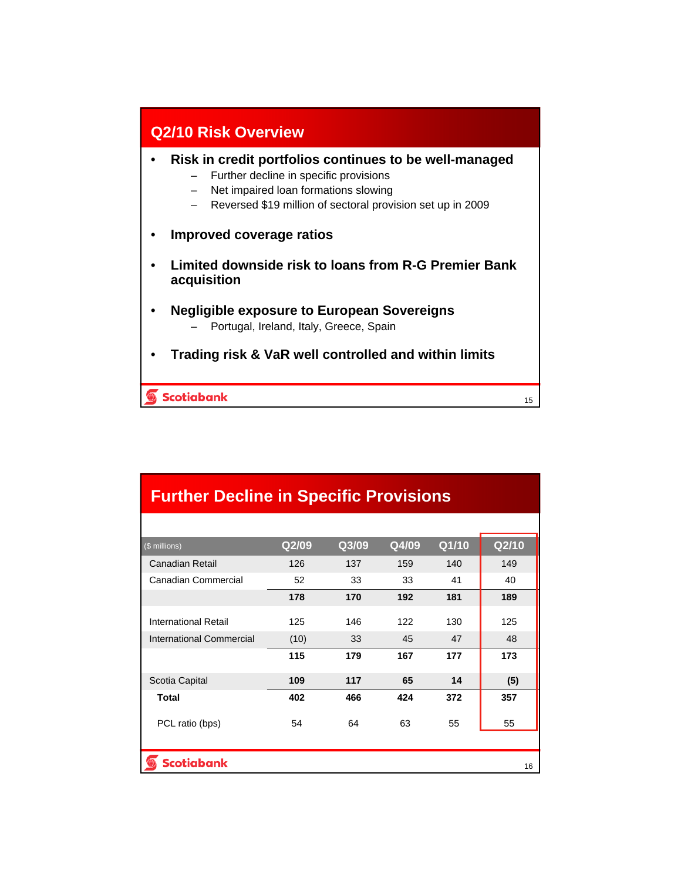## Q2/10 Risk Overview

- **Risk in credit portfolios continues to be well-managed**
  - Further decline in specific provisions
  - Net impaired loan formations slowing
  - Reversed $19 million of sectoral provision set up in 2009
- **Improved coverage ratios**
- **Limited downside risk to loans from R-G Premier Bank acquisition**
- **Negligible exposure to European Sovereigns**
  - Portugal, Ireland, Italy, Greece, Spain
- **Trading risk & VaR well controlled and within limits**

## Further Decline in Specific Provisions

| ($ millions) | Q2/09 | Q3/09 | Q4/09 | Q1/10 | Q2/10 |
|---|---|---|---|---|---|
| Canadian Retail | 126 | 137 | 159 | 140 | 149 |
| Canadian Commercial | 52 | 33 | 33 | 41 | 40 |
| | **178** | **170** | **192** | **181** | **189** |
| International Retail | 125 | 146 | 122 | 130 | 125 |
| International Commercial | (10) | 33 | 45 | 47 | 48 |
| | **115** | **179** | **167** | **177** | **173** |
| Scotia Capital | **109** | **117** | **65** | **14** | **(5)** |
| **Total** | **402** | **466** | **424** | **372** | **357** |
| PCL ratio (bps) | 54 | 64 | 63 | 55 | 55 |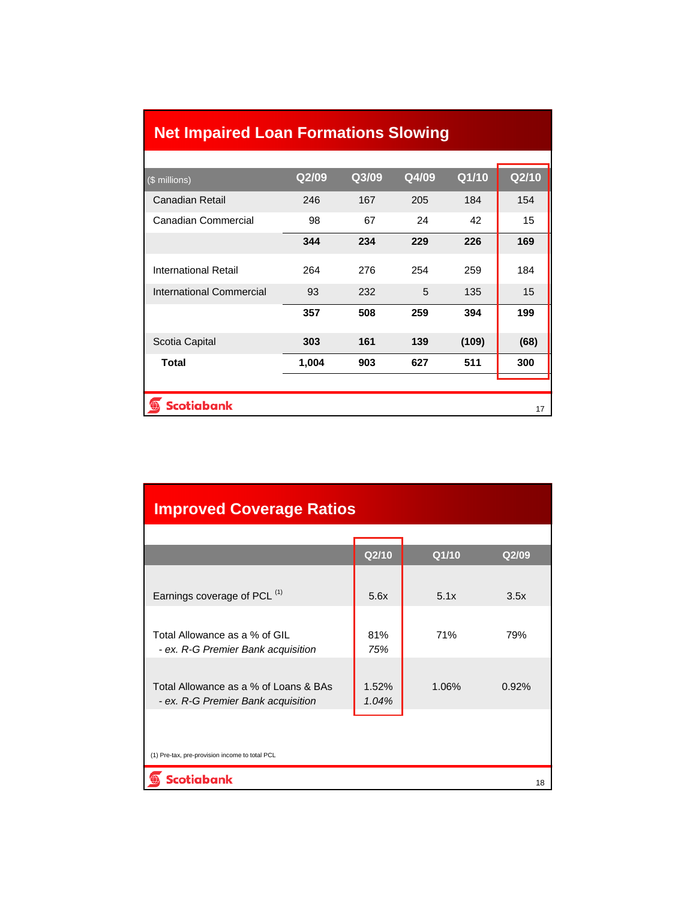## Net Impaired Loan Formations Slowing

| ($ millions) | Q2/09 | Q3/09 | Q4/09 | Q1/10 | Q2/10 |
|---|---|---|---|---|---|
| Canadian Retail | 246 | 167 | 205 | 184 | 154 |
| Canadian Commercial | 98 | 67 | 24 | 42 | 15 |
| | **344** | **234** | **229** | **226** | **169** |
| International Retail | 264 | 276 | 254 | 259 | 184 |
| International Commercial | 93 | 232 | 5 | 135 | 15 |
| | **357** | **508** | **259** | **394** | **199** |
| Scotia Capital | **303** | **161** | **139** | **(109)** | **(68)** |
| **Total** | **1,004** | **903** | **627** | **511** | **300** |

## Improved Coverage Ratios

| | Q2/10 | Q1/10 | Q2/09 |
|---|---|---|---|
| Earnings coverage of PCL [1] | 5.6x | 5.1x | 3.5x |
| Total Allowance as a % of GIL | 81% | 71% | 79% |
| *- ex. R-G Premier Bank acquisition* | *75%* | | |
| Total Allowance as a % of Loans & BAs | 1.52% | 1.06% | 0.92% |
| *- ex. R-G Premier Bank acquisition* | *1.04%* | | |

(1) Pre-tax, pre-provision income to total PCL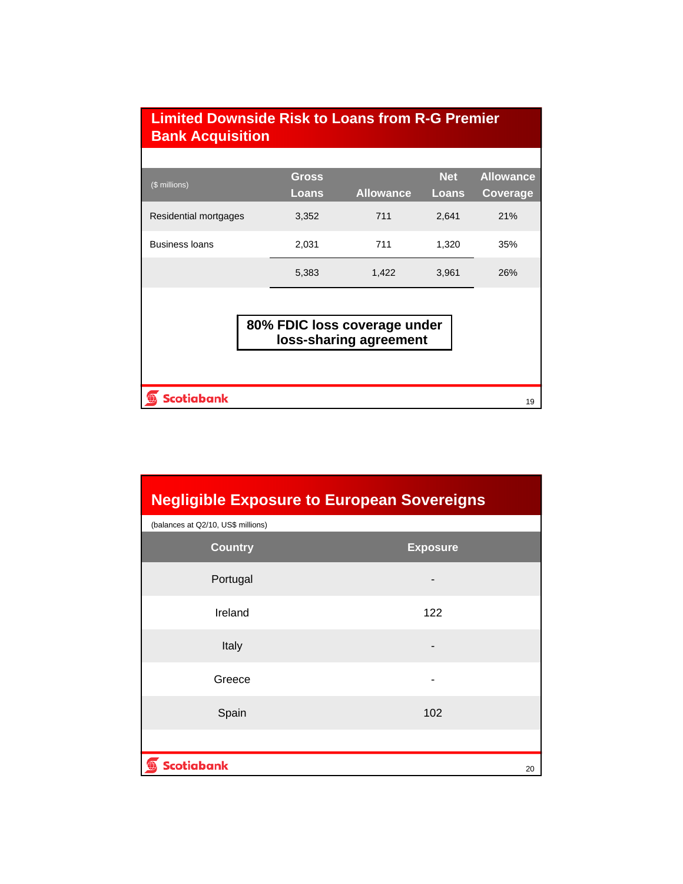## Limited Downside Risk to Loans from R-G Premier Bank Acquisition

| ($ millions) | Gross Loans | Allowance | Net Loans | Allowance Coverage |
|---|---|---|---|---|
| Residential mortgages | 3,352 | 711 | 2,641 | 21% |
| Business loans | 2,031 | 711 | 1,320 | 35% |
| | 5,383 | 1,422 | 3,961 | 26% |

**80% FDIC loss coverage under loss-sharing agreement**

## Negligible Exposure to European Sovereigns

(balances at Q2/10, US$ millions)

| Country | Exposure |
|---|---|
| Portugal | - |
| Ireland | 122 |
| Italy | - |
| Greece | - |
| Spain | 102 |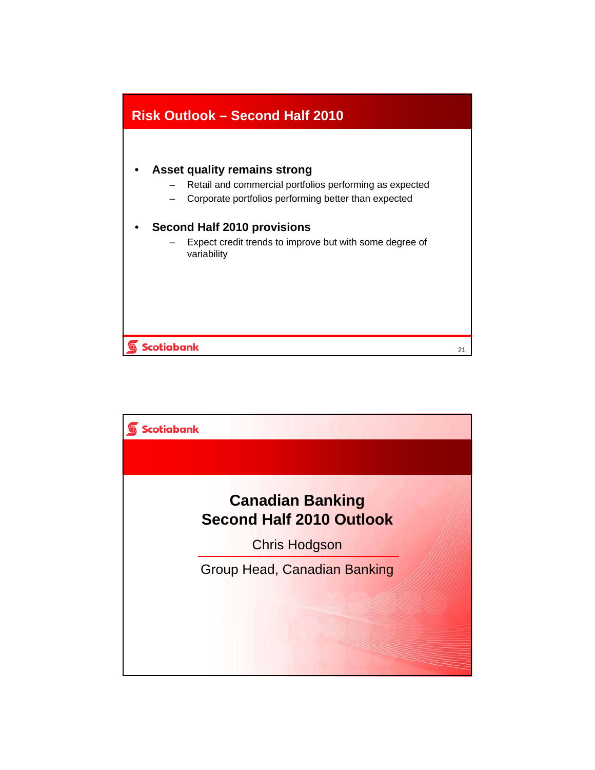## Risk Outlook – Second Half 2010

- **Asset quality remains strong**
  - Retail and commercial portfolios performing as expected
  - Corporate portfolios performing better than expected
- **Second Half 2010 provisions**
  - Expect credit trends to improve but with some degree of variability

Scotiabank

# Canadian Banking Second Half 2010 Outlook

Chris Hodgson

Group Head, Canadian Banking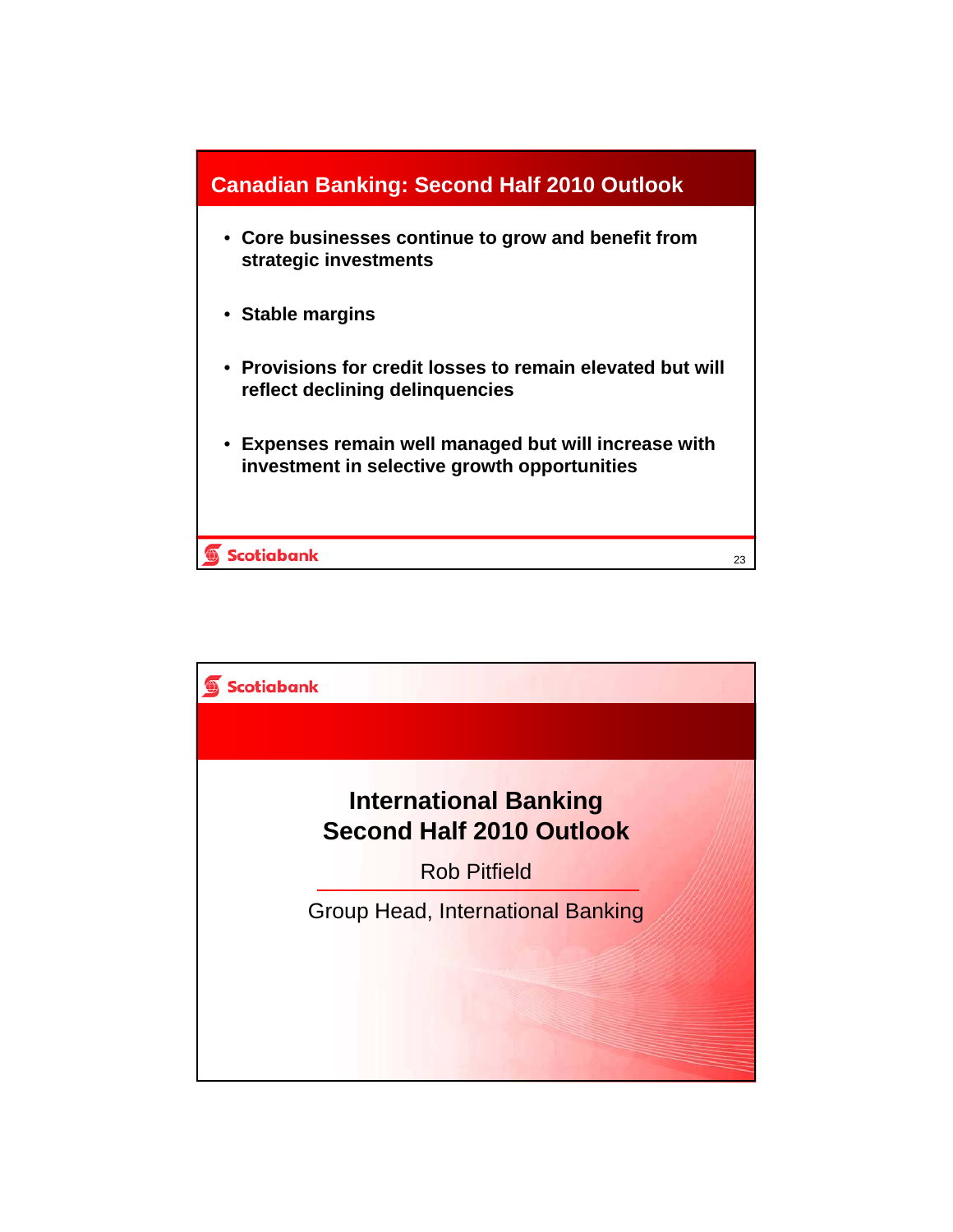## Canadian Banking: Second Half 2010 Outlook

- **Core businesses continue to grow and benefit from strategic investments**
- **Stable margins**
- **Provisions for credit losses to remain elevated but will reflect declining delinquencies**
- **Expenses remain well managed but will increase with investment in selective growth opportunities**

## International Banking Second Half 2010 Outlook

Rob Pitfield

Group Head, International Banking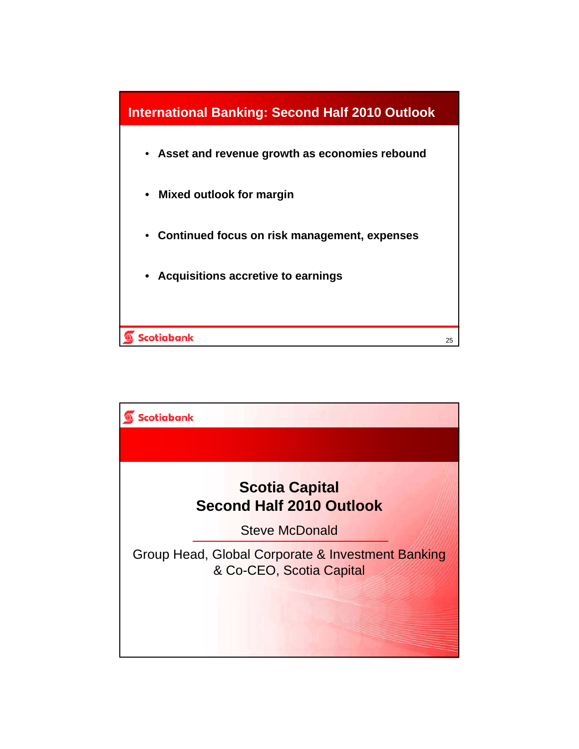## International Banking: Second Half 2010 Outlook

- **Asset and revenue growth as economies rebound**
- **Mixed outlook for margin**
- **Continued focus on risk management, expenses**
- **Acquisitions accretive to earnings**

Scotiabank

---

Scotiabank

# Scotia Capital Second Half 2010 Outlook

Steve McDonald

Group Head, Global Corporate & Investment Banking & Co-CEO, Scotia Capital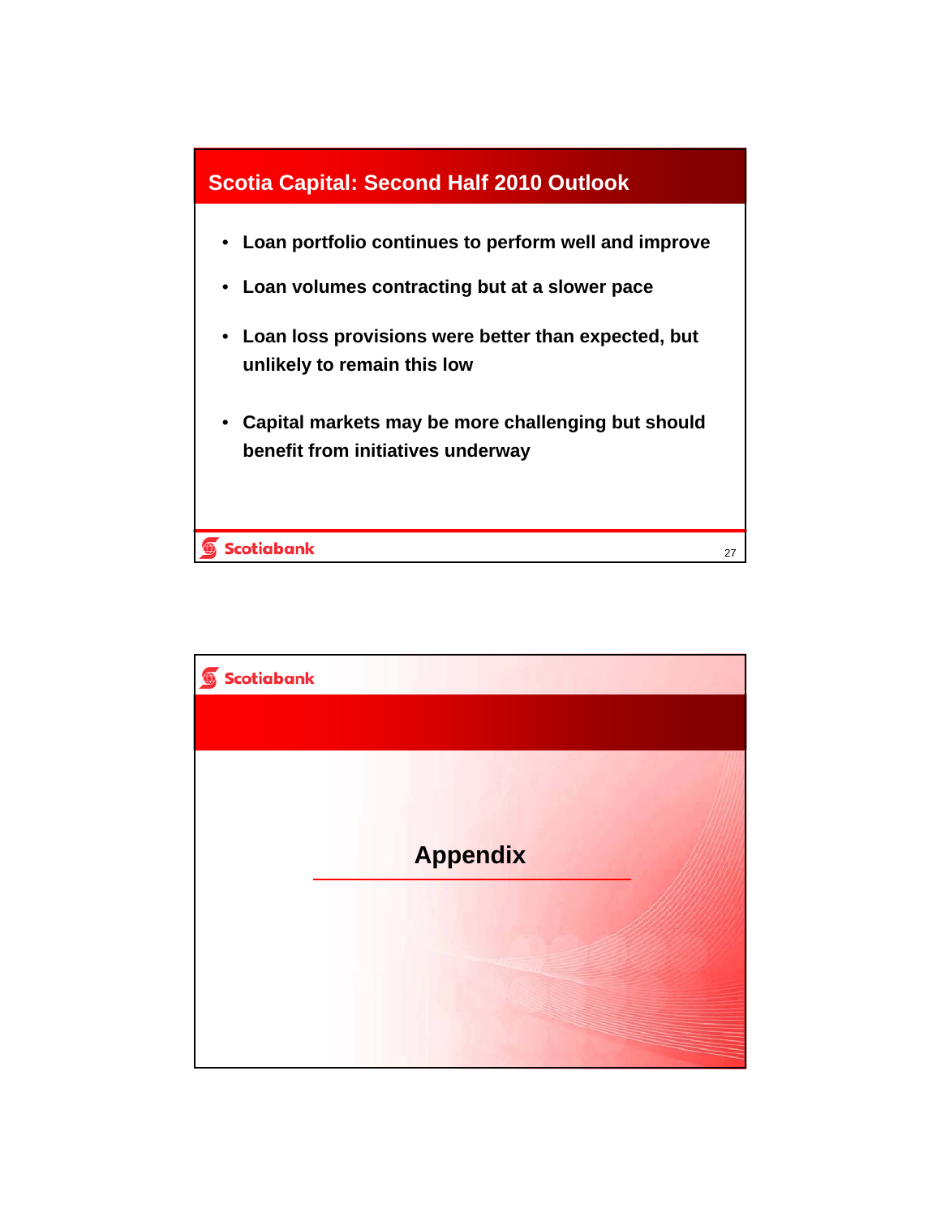## Scotia Capital: Second Half 2010 Outlook

- Loan portfolio continues to perform well and improve
- Loan volumes contracting but at a slower pace
- Loan loss provisions were better than expected, but unlikely to remain this low
- Capital markets may be more challenging but should benefit from initiatives underway

# Appendix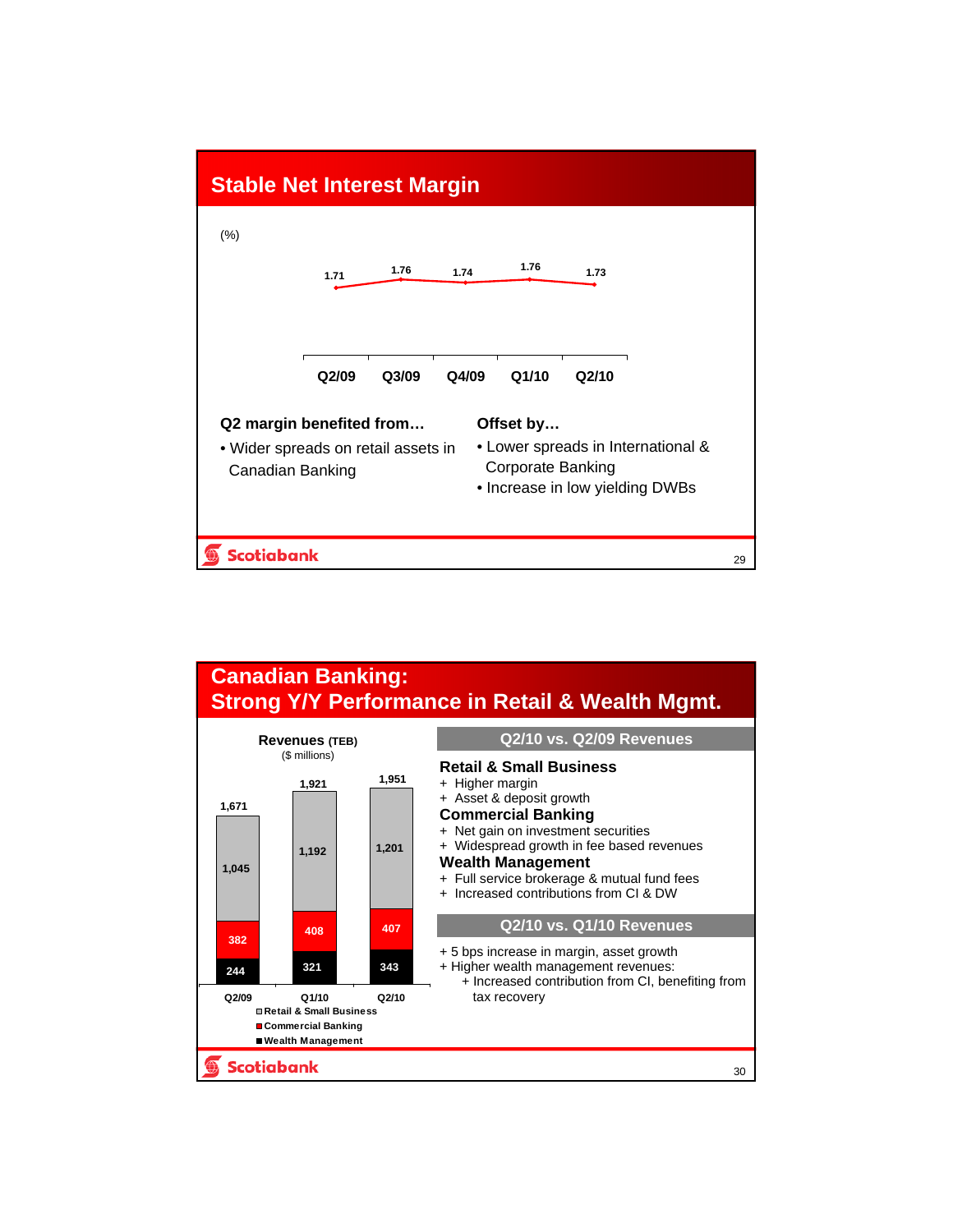## Stable Net Interest Margin

(%)

| Q2/09 | Q3/09 | Q4/09 | Q1/10 | Q2/10 |
|---|---|---|---|---|
| 1.71 | 1.76 | 1.74 | 1.76 | 1.73 |

**Q2 margin benefited from…**

- Wider spreads on retail assets in Canadian Banking

**Offset by…**

- Lower spreads in International & Corporate Banking
- Increase in low yielding DWBs

## Canadian Banking: Strong Y/Y Performance in Retail & Wealth Mgmt.

**Revenues (TEB)**
($ millions)

| | Q2/09 | Q1/10 | Q2/10 |
|---|---|---|---|
| Retail & Small Business | 1,045 | 1,192 | 1,201 |
| Commercial Banking | 382 | 408 | 407 |
| Wealth Management | 244 | 321 | 343 |
| Total | 1,671 | 1,921 | 1,951 |

### Q2/10 vs. Q2/09 Revenues

**Retail & Small Business**

- \+ Higher margin
- \+ Asset & deposit growth

**Commercial Banking**

- \+ Net gain on investment securities
- \+ Widespread growth in fee based revenues

**Wealth Management**

- \+ Full service brokerage & mutual fund fees
- \+ Increased contributions from CI & DW

### Q2/10 vs. Q1/10 Revenues

- \+ 5 bps increase in margin, asset growth
- \+ Higher wealth management revenues:
  - \+ Increased contribution from CI, benefiting from tax recovery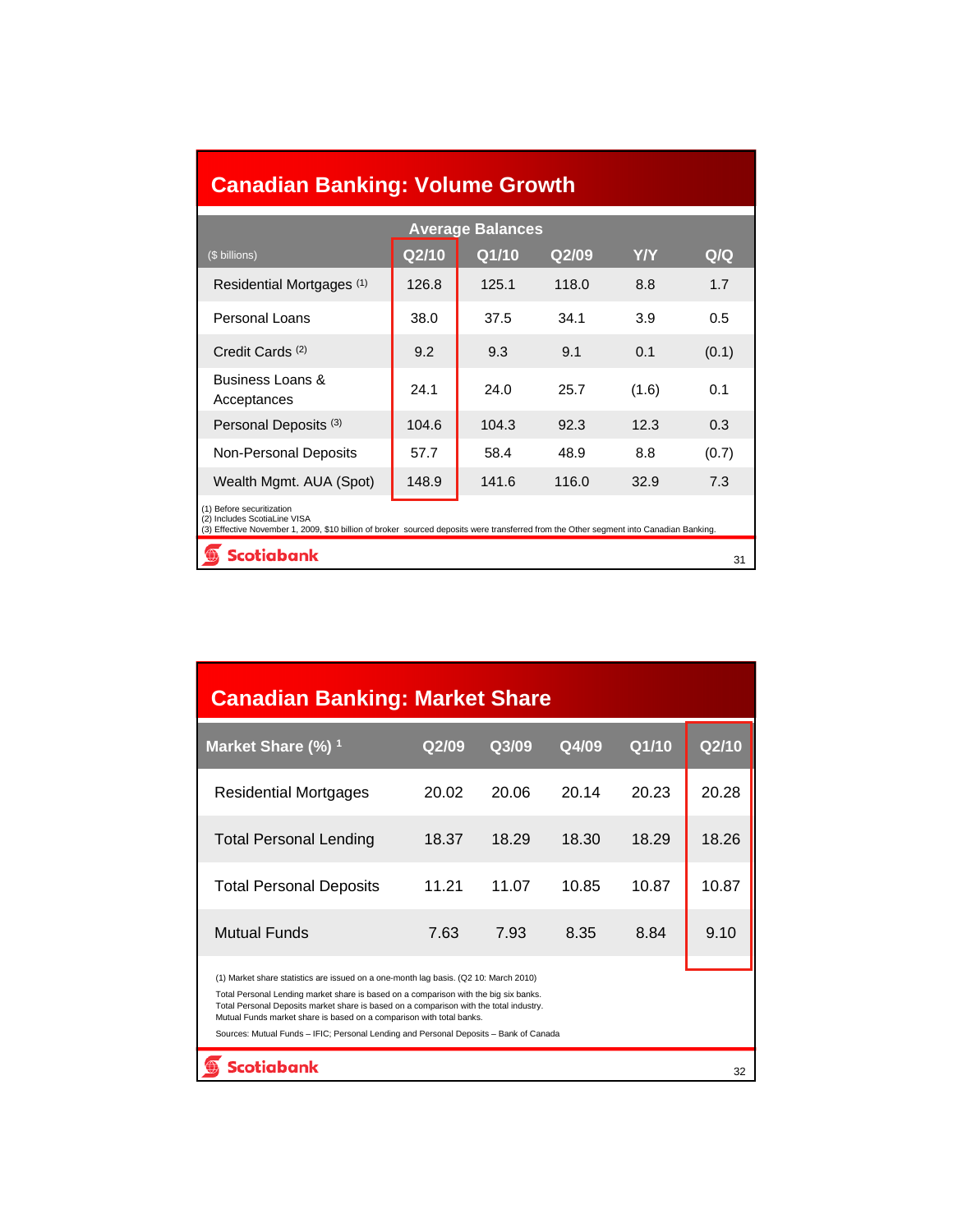## Canadian Banking: Volume Growth

| ($ billions) | Average Balances | | | | |
|---|---|---|---|---|---|
| | Q2/10 | Q1/10 | Q2/09 | Y/Y | Q/Q |
| Residential Mortgages [1] | 126.8 | 125.1 | 118.0 | 8.8 | 1.7 |
| Personal Loans | 38.0 | 37.5 | 34.1 | 3.9 | 0.5 |
| Credit Cards [2] | 9.2 | 9.3 | 9.1 | 0.1 | (0.1) |
| Business Loans & Acceptances | 24.1 | 24.0 | 25.7 | (1.6) | 0.1 |
| Personal Deposits [3] | 104.6 | 104.3 | 92.3 | 12.3 | 0.3 |
| Non-Personal Deposits | 57.7 | 58.4 | 48.9 | 8.8 | (0.7) |
| Wealth Mgmt. AUA (Spot) | 148.9 | 141.6 | 116.0 | 32.9 | 7.3 |

(1) Before securitization
(2) Includes ScotiaLine VISA
(3) Effective November 1, 2009, $10 billion of broker sourced deposits were transferred from the Other segment into Canadian Banking.

Scotiabank

## Canadian Banking: Market Share

| Market Share (%) [1] | Q2/09 | Q3/09 | Q4/09 | Q1/10 | Q2/10 |
|---|---|---|---|---|---|
| Residential Mortgages | 20.02 | 20.06 | 20.14 | 20.23 | 20.28 |
| Total Personal Lending | 18.37 | 18.29 | 18.30 | 18.29 | 18.26 |
| Total Personal Deposits | 11.21 | 11.07 | 10.85 | 10.87 | 10.87 |
| Mutual Funds | 7.63 | 7.93 | 8.35 | 8.84 | 9.10 |

(1) Market share statistics are issued on a one-month lag basis. (Q2 10: March 2010)

Total Personal Lending market share is based on a comparison with the big six banks.
Total Personal Deposits market share is based on a comparison with the total industry.
Mutual Funds market share is based on a comparison with total banks.

Sources: Mutual Funds – IFIC; Personal Lending and Personal Deposits – Bank of Canada

Scotiabank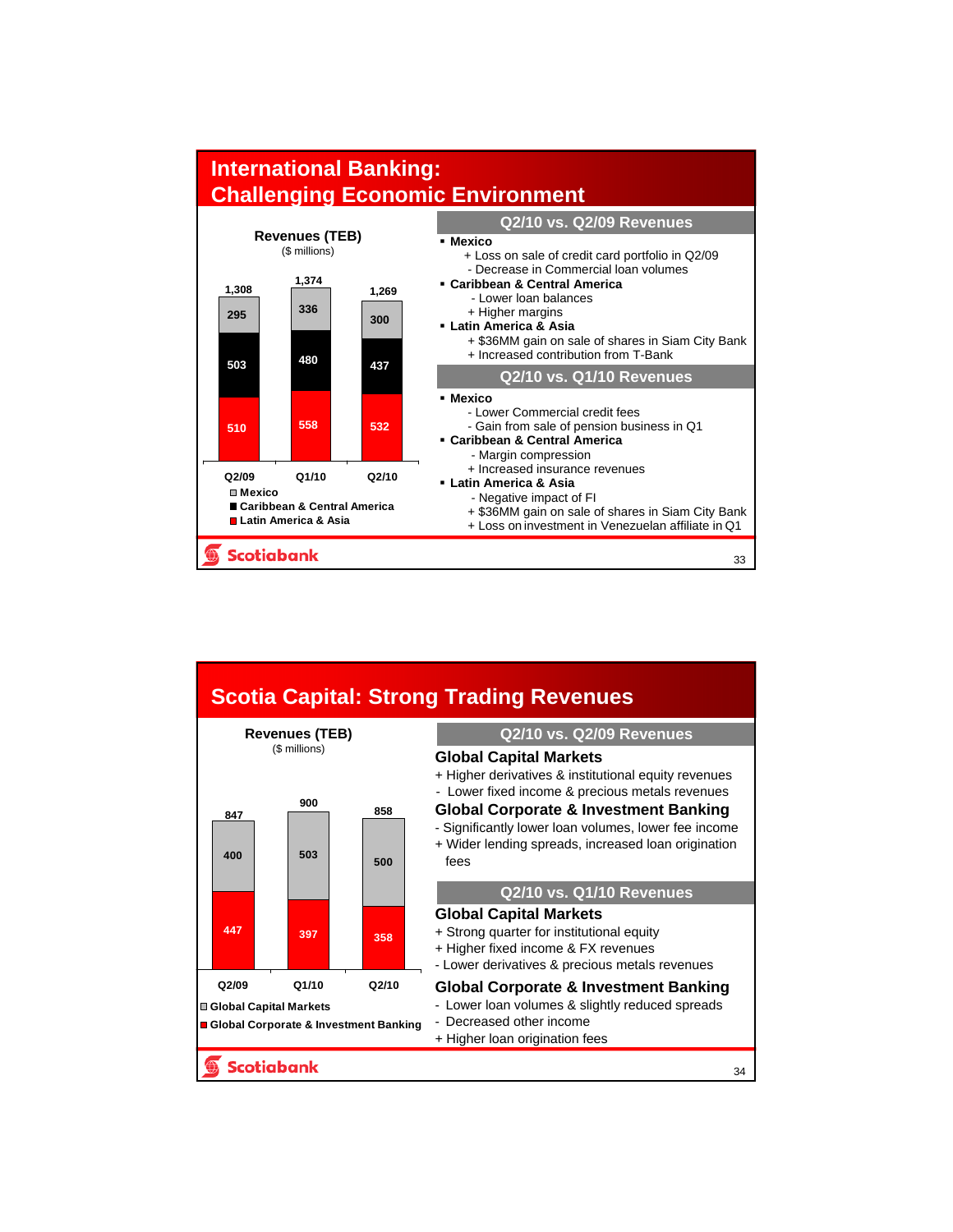# International Banking: Challenging Economic Environment

**Revenues (TEB)**
($ millions)

| | Q2/09 | Q1/10 | Q2/10 |
|---|---|---|---|
| Mexico | 295 | 336 | 300 |
| Caribbean & Central America | 503 | 480 | 437 |
| Latin America & Asia | 510 | 558 | 532 |
| Total | 1,308 | 1,374 | 1,269 |

## Q2/10 vs. Q2/09 Revenues

- **Mexico**
  - + Loss on sale of credit card portfolio in Q2/09
  - - Decrease in Commercial loan volumes
- **Caribbean & Central America**
  - - Lower loan balances
  - + Higher margins
- **Latin America & Asia**
  - + $36MM gain on sale of shares in Siam City Bank
  - + Increased contribution from T-Bank

## Q2/10 vs. Q1/10 Revenues

- **Mexico**
  - - Lower Commercial credit fees
  - - Gain from sale of pension business in Q1
- **Caribbean & Central America**
  - - Margin compression
  - + Increased insurance revenues
- **Latin America & Asia**
  - - Negative impact of FI
  - + $36MM gain on sale of shares in Siam City Bank
  - + Loss on investment in Venezuelan affiliate in Q1

# Scotia Capital: Strong Trading Revenues

**Revenues (TEB)**
($ millions)

| | Q2/09 | Q1/10 | Q2/10 |
|---|---|---|---|
| Global Capital Markets | 400 | 503 | 500 |
| Global Corporate & Investment Banking | 447 | 397 | 358 |
| Total | 847 | 900 | 858 |

## Q2/10 vs. Q2/09 Revenues

### Global Capital Markets
+ Higher derivatives & institutional equity revenues
- Lower fixed income & precious metals revenues

### Global Corporate & Investment Banking
- Significantly lower loan volumes, lower fee income
+ Wider lending spreads, increased loan origination fees

## Q2/10 vs. Q1/10 Revenues

### Global Capital Markets
+ Strong quarter for institutional equity
+ Higher fixed income & FX revenues
- Lower derivatives & precious metals revenues

### Global Corporate & Investment Banking
- Lower loan volumes & slightly reduced spreads
- Decreased other income
+ Higher loan origination fees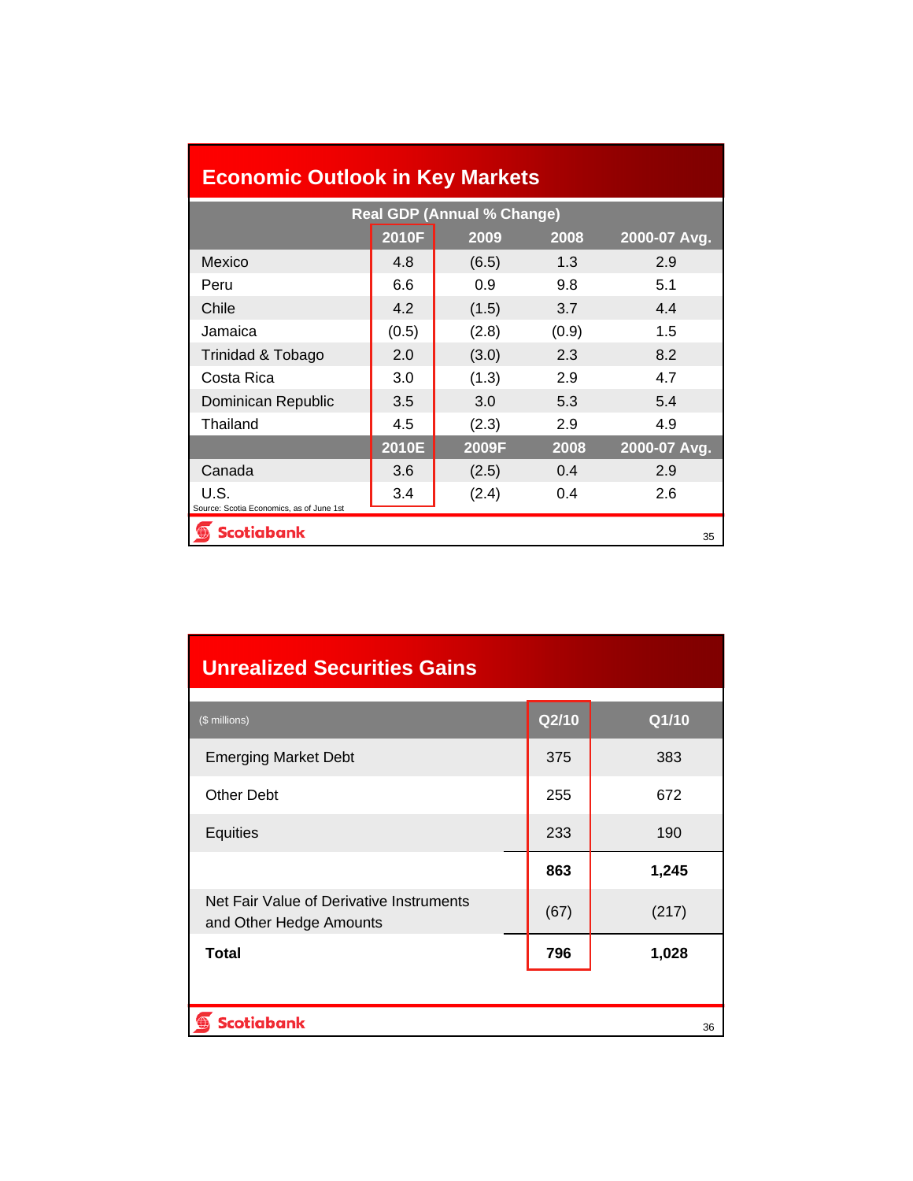## Economic Outlook in Key Markets

| | Real GDP (Annual % Change) | | | |
|---|---|---|---|---|
| | 2010F | 2009 | 2008 | 2000-07 Avg. |
| Mexico | 4.8 | (6.5) | 1.3 | 2.9 |
| Peru | 6.6 | 0.9 | 9.8 | 5.1 |
| Chile | 4.2 | (1.5) | 3.7 | 4.4 |
| Jamaica | (0.5) | (2.8) | (0.9) | 1.5 |
| Trinidad & Tobago | 2.0 | (3.0) | 2.3 | 8.2 |
| Costa Rica | 3.0 | (1.3) | 2.9 | 4.7 |
| Dominican Republic | 3.5 | 3.0 | 5.3 | 5.4 |
| Thailand | 4.5 | (2.3) | 2.9 | 4.9 |
| | 2010E | 2009F | 2008 | 2000-07 Avg. |
| Canada | 3.6 | (2.5) | 0.4 | 2.9 |
| U.S. | 3.4 | (2.4) | 0.4 | 2.6 |

Source: Scotia Economics, as of June 1st

Scotiabank

## Unrealized Securities Gains

| ($ millions) | Q2/10 | Q1/10 |
|---|---|---|
| Emerging Market Debt | 375 | 383 |
| Other Debt | 255 | 672 |
| Equities | 233 | 190 |
| | **863** | **1,245** |
| Net Fair Value of Derivative Instruments and Other Hedge Amounts | (67) | (217) |
| **Total** | **796** | **1,028** |

Scotiabank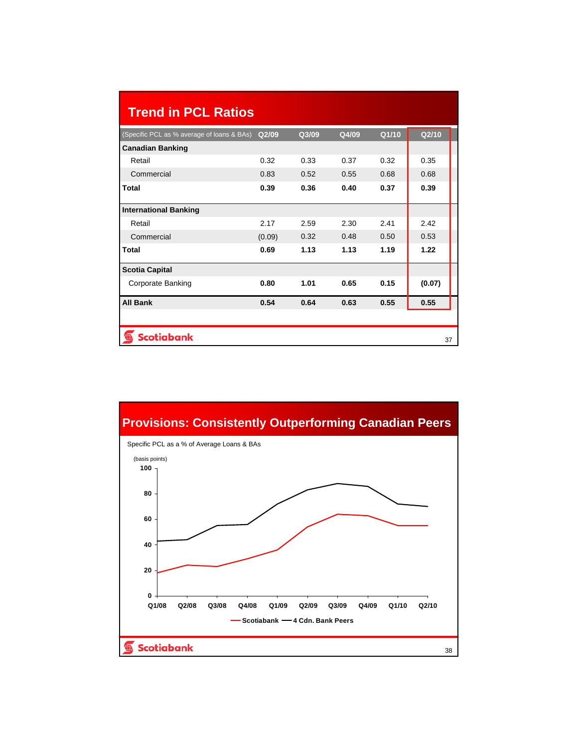## Trend in PCL Ratios

| (Specific PCL as % average of loans & BAs) | Q2/09 | Q3/09 | Q4/09 | Q1/10 | Q2/10 |
|---|---|---|---|---|---|
| **Canadian Banking** | | | | | |
| Retail | 0.32 | 0.33 | 0.37 | 0.32 | 0.35 |
| Commercial | 0.83 | 0.52 | 0.55 | 0.68 | 0.68 |
| **Total** | **0.39** | **0.36** | **0.40** | **0.37** | **0.39** |
| **International Banking** | | | | | |
| Retail | 2.17 | 2.59 | 2.30 | 2.41 | 2.42 |
| Commercial | (0.09) | 0.32 | 0.48 | 0.50 | 0.53 |
| **Total** | **0.69** | **1.13** | **1.13** | **1.19** | **1.22** |
| **Scotia Capital** | | | | | |
| Corporate Banking | **0.80** | **1.01** | **0.65** | **0.15** | **(0.07)** |
| **All Bank** | **0.54** | **0.64** | **0.63** | **0.55** | **0.55** |

## Provisions: Consistently Outperforming Canadian Peers

Specific PCL as a % of Average Loans & BAs

(basis points)

| | Q1/08 | Q2/08 | Q3/08 | Q4/08 | Q1/09 | Q2/09 | Q3/09 | Q4/09 | Q1/10 | Q2/10 |
|---|---|---|---|---|---|---|---|---|---|---|
| Scotiabank | 18 | 24 | 23 | 29 | 36 | 54 | 64 | 63 | 55 | 55 |
| 4 Cdn. Bank Peers | 43 | 44 | 55 | 56 | 72 | 83 | 88 | 86 | 72 | 70 |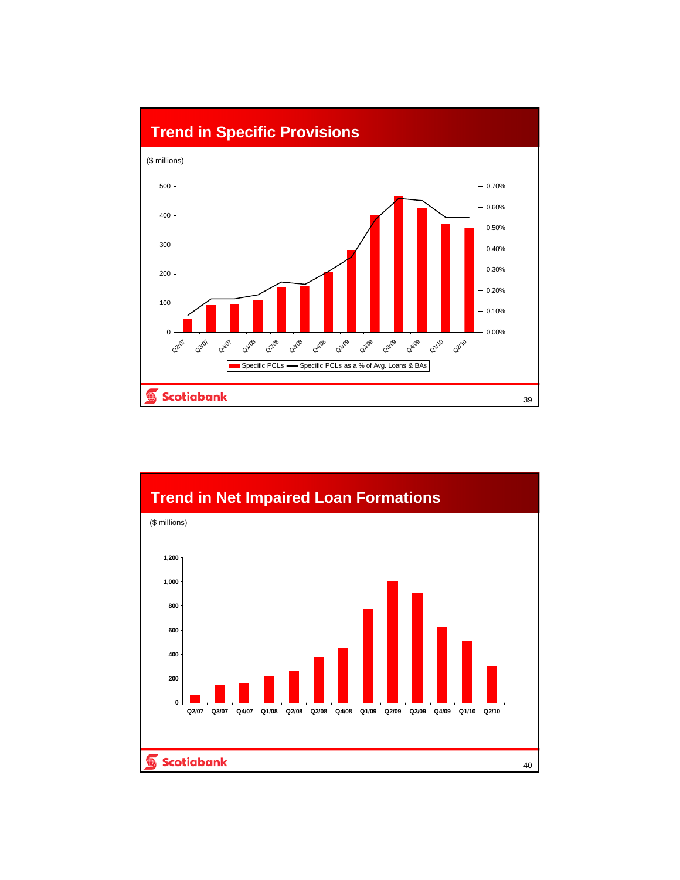## Trend in Specific Provisions

($ millions)

Legend: Specific PCLs — Specific PCLs as a % of Avg. Loans & BAs

Quarters: Q2/07, Q3/07, Q4/07, Q1/08, Q2/08, Q3/08, Q4/08, Q1/09, Q2/09, Q3/09, Q4/09, Q1/10, Q2/10

## Trend in Net Impaired Loan Formations

($ millions)

Quarters: Q2/07, Q3/07, Q4/07, Q1/08, Q2/08, Q3/08, Q4/08, Q1/09, Q2/09, Q3/09, Q4/09, Q1/10, Q2/10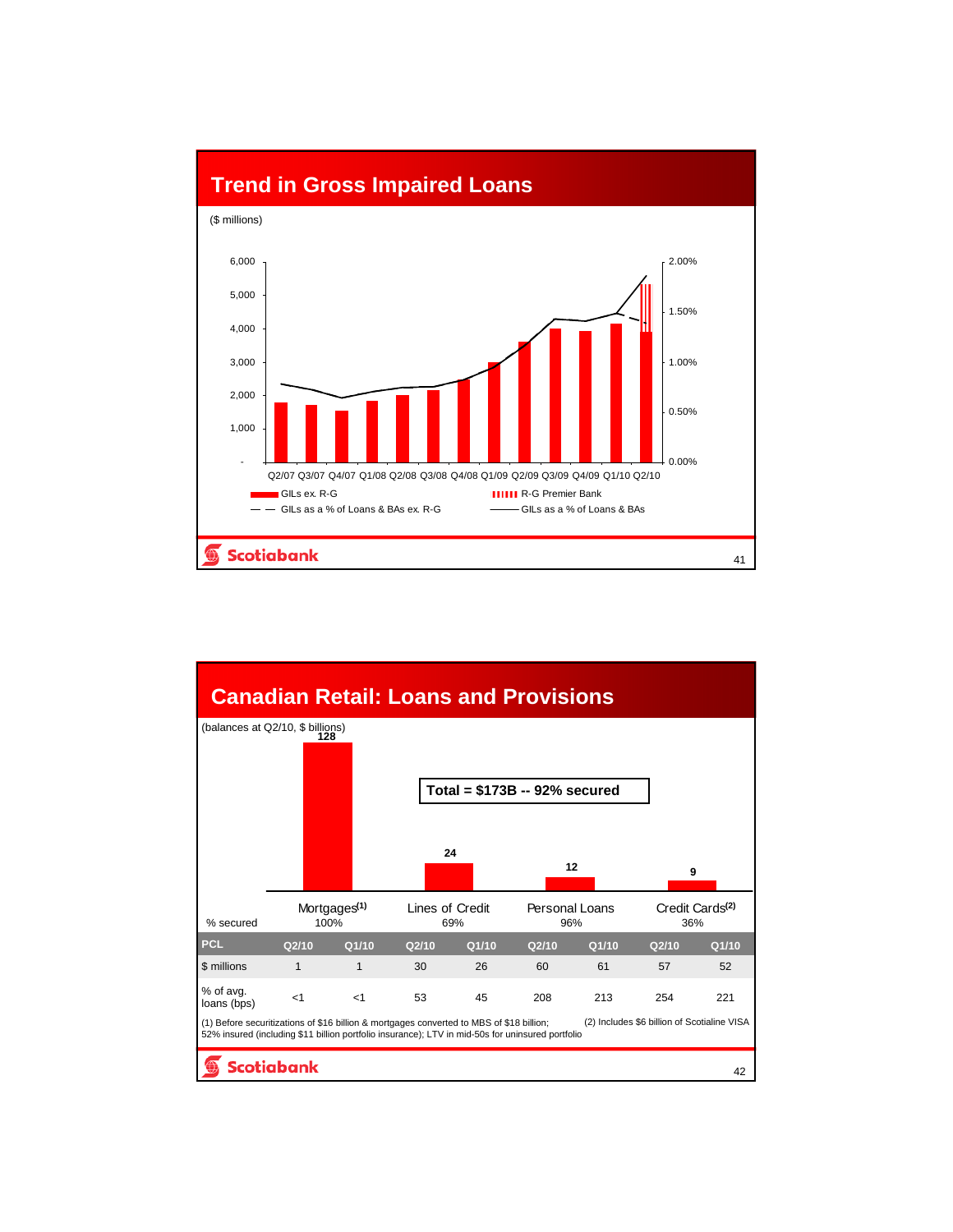## Trend in Gross Impaired Loans

($ millions)

Chart axes: left 0–6,000 ($ millions); right 0.00%–2.00%.

Quarters: Q2/07, Q3/07, Q4/07, Q1/08, Q2/08, Q3/08, Q4/08, Q1/09, Q2/09, Q3/09, Q4/09, Q1/10, Q2/10

Legend:
- GILs ex. R-G
- R-G Premier Bank
- GILs as a % of Loans & BAs ex. R-G
- GILs as a % of Loans & BAs

## Canadian Retail: Loans and Provisions

(balances at Q2/10, $ billions)

**Total = $173B -- 92% secured**

| | Mortgages[1] | Lines of Credit | Personal Loans | Credit Cards[2] |
|---|---|---|---|---|
| Balance ($ billions) | 128 | 24 | 12 | 9 |
| % secured | 100% | 69% | 96% | 36% |

| PCL | Mortgages Q2/10 | Mortgages Q1/10 | Lines of Credit Q2/10 | Lines of Credit Q1/10 | Personal Loans Q2/10 | Personal Loans Q1/10 | Credit Cards Q2/10 | Credit Cards Q1/10 |
|---|---|---|---|---|---|---|---|---|
| $ millions | 1 | 1 | 30 | 26 | 60 | 61 | 57 | 52 |
| % of avg. loans (bps) | <1 | <1 | 53 | 45 | 208 | 213 | 254 | 221 |

(1) Before securitizations of $16 billion & mortgages converted to MBS of $18 billion; 52% insured (including $11 billion portfolio insurance); LTV in mid-50s for uninsured portfolio

(2) Includes $6 billion of Scotialine VISA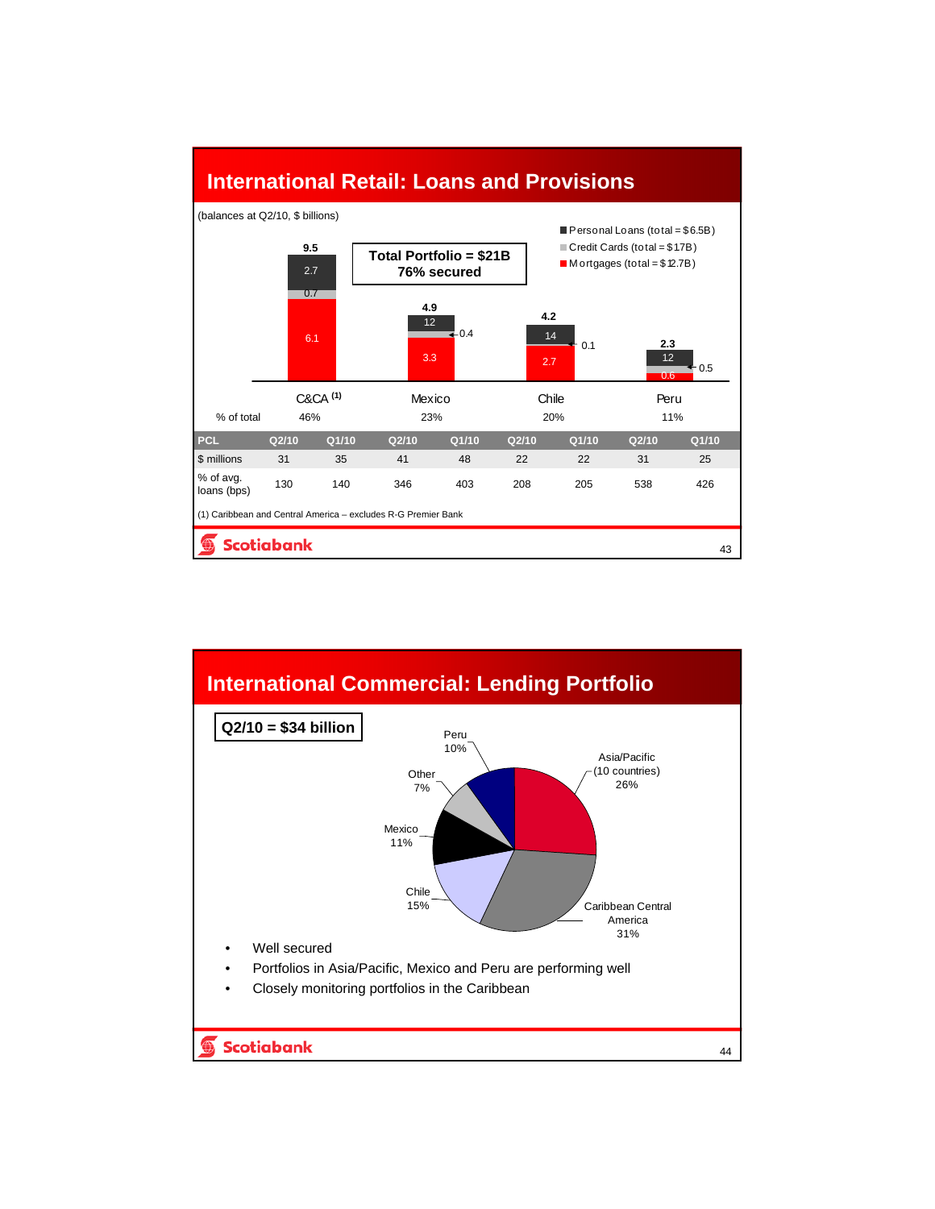## International Retail: Loans and Provisions

(balances at Q2/10, $ billions)

**Total Portfolio = $21B**
**76% secured**

- Personal Loans (total = $6.5B)
- Credit Cards (total = $1.7B)
- Mortgages (total = $12.7B)

| | C&CA [1] | Mexico | Chile | Peru |
|---|---|---|---|---|
| Personal Loans | 2.7 | 1.2 | 1.4 | 1.2 |
| Credit Cards | 0.7 | 0.4 | 0.1 | 0.5 |
| Mortgages | 6.1 | 3.3 | 2.7 | 0.6 |
| Total | 9.5 | 4.9 | 4.2 | 2.3 |
| % of total | 46% | 23% | 20% | 11% |

| PCL | Q2/10 | Q1/10 | Q2/10 | Q1/10 | Q2/10 | Q1/10 | Q2/10 | Q1/10 |
|---|---|---|---|---|---|---|---|---|
| $ millions | 31 | 35 | 41 | 48 | 22 | 22 | 31 | 25 |
| % of avg. loans (bps) | 130 | 140 | 346 | 403 | 208 | 205 | 538 | 426 |

(1) Caribbean and Central America – excludes R-G Premier Bank

## International Commercial: Lending Portfolio

**Q2/10 = $34 billion**

- Asia/Pacific (10 countries): 26%
- Caribbean Central America: 31%
- Chile: 15%
- Mexico: 11%
- Other: 7%
- Peru: 10%

- Well secured
- Portfolios in Asia/Pacific, Mexico and Peru are performing well
- Closely monitoring portfolios in the Caribbean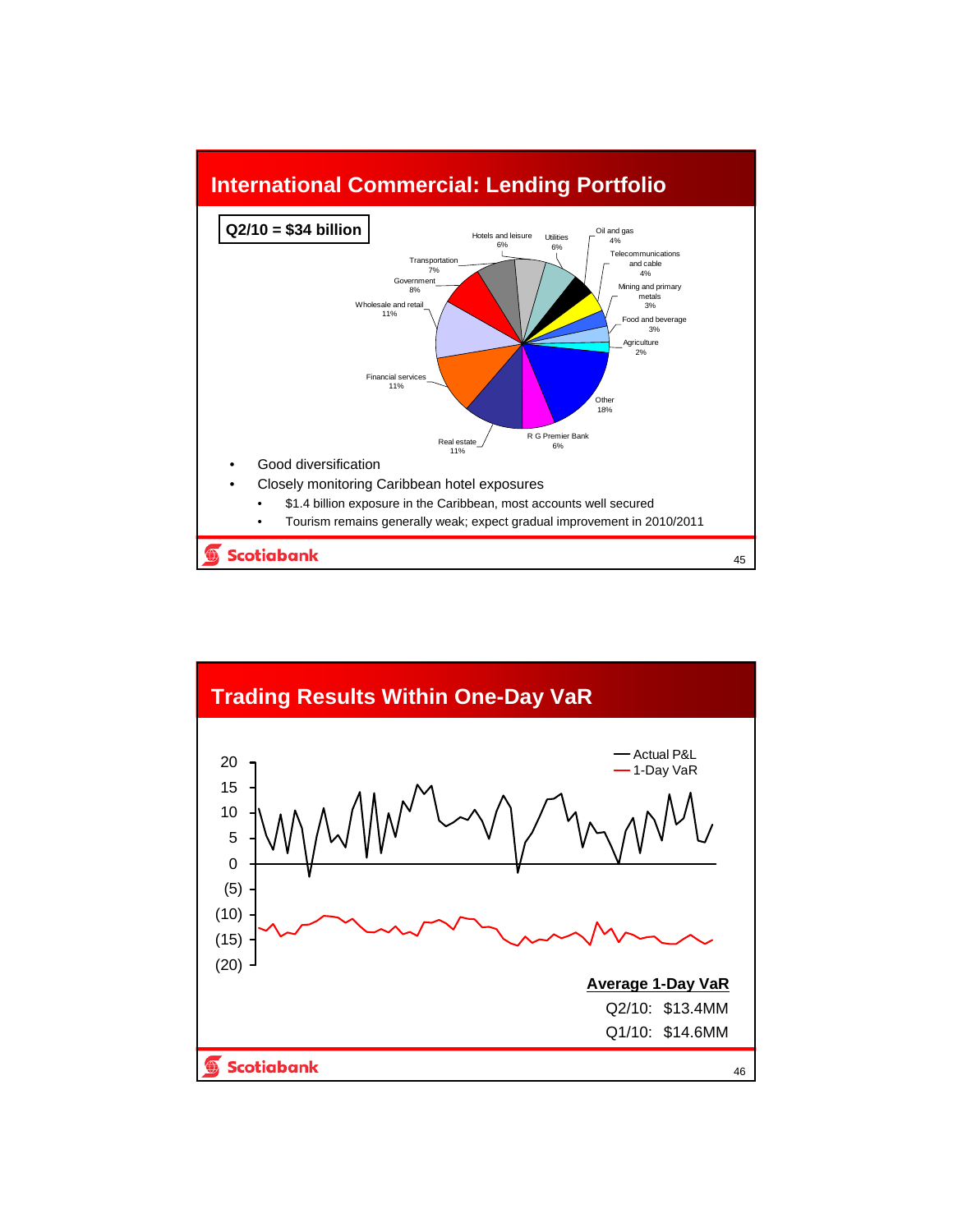## International Commercial: Lending Portfolio

**Q2/10 = $34 billion**

| Sector | Share |
|---|---|
| Hotels and leisure | 6% |
| Utilities | 6% |
| Oil and gas | 4% |
| Telecommunications and cable | 4% |
| Mining and primary metals | 3% |
| Food and beverage | 3% |
| Agriculture | 2% |
| Other | 18% |
| R G Premier Bank | 6% |
| Real estate | 11% |
| Financial services | 11% |
| Wholesale and retail | 11% |
| Government | 8% |
| Transportation | 7% |

- Good diversification
- Closely monitoring Caribbean hotel exposures
  - $1.4 billion exposure in the Caribbean, most accounts well secured
  - Tourism remains generally weak; expect gradual improvement in 2010/2011

## Trading Results Within One-Day VaR

Legend: Actual P&L; 1-Day VaR

Y-axis: 20, 15, 10, 5, 0, (5), (10), (15), (20)

**Average 1-Day VaR**

Q2/10: $13.4MM

Q1/10: $14.6MM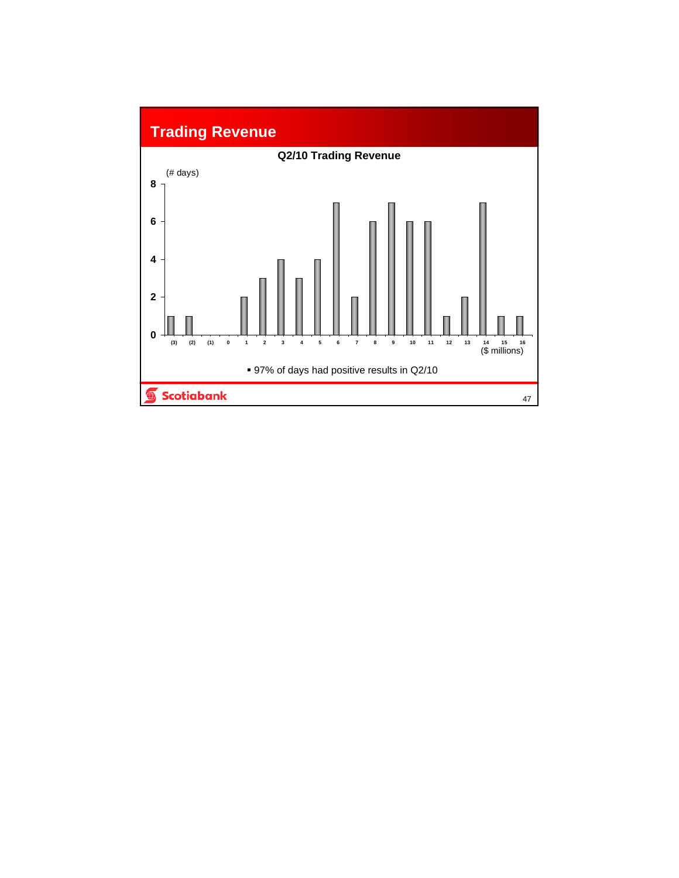# Trading Revenue

**Q2/10 Trading Revenue**

(# days)

8
6
4
2
0

(3) (2) (1) 0 1 2 3 4 5 6 7 8 9 10 11 12 13 14 15 16

($ millions)

- 97% of days had positive results in Q2/10

Scotiabank